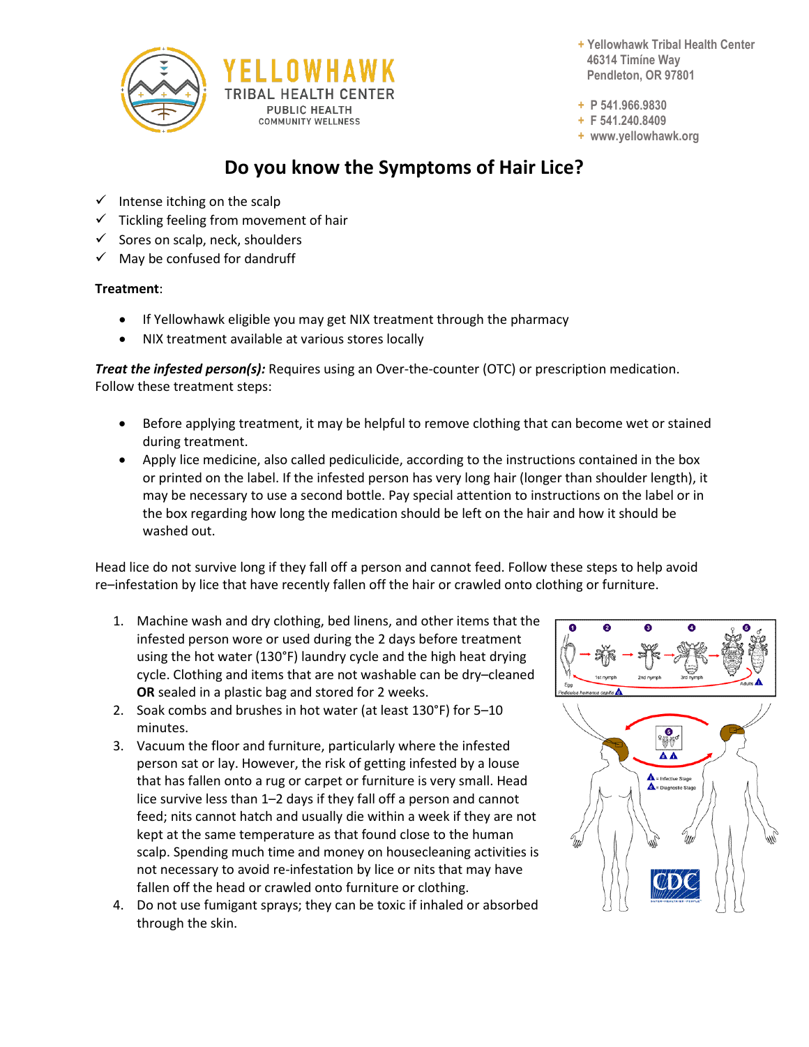Yellowhawk Tribal Health Center
Public Health
Community Wellness

+ Yellowhawk Tribal Health Center
46314 Timíne Way
Pendleton, OR 97801

+ P 541.966.9830
+ F 541.240.8409
+ www.yellowhawk.org

# Do you know the Symptoms of Hair Lice?

- ✓ Intense itching on the scalp
- ✓ Tickling feeling from movement of hair
- ✓ Sores on scalp, neck, shoulders
- ✓ May be confused for dandruff

**Treatment**:

- If Yellowhawk eligible you may get NIX treatment through the pharmacy
- NIX treatment available at various stores locally

***Treat the infested person(s):*** Requires using an Over-the-counter (OTC) or prescription medication. Follow these treatment steps:

- Before applying treatment, it may be helpful to remove clothing that can become wet or stained during treatment.
- Apply lice medicine, also called pediculicide, according to the instructions contained in the box or printed on the label. If the infested person has very long hair (longer than shoulder length), it may be necessary to use a second bottle. Pay special attention to instructions on the label or in the box regarding how long the medication should be left on the hair and how it should be washed out.

Head lice do not survive long if they fall off a person and cannot feed. Follow these steps to help avoid re–infestation by lice that have recently fallen off the hair or crawled onto clothing or furniture.

1. Machine wash and dry clothing, bed linens, and other items that the infested person wore or used during the 2 days before treatment using the hot water (130°F) laundry cycle and the high heat drying cycle. Clothing and items that are not washable can be dry–cleaned **OR** sealed in a plastic bag and stored for 2 weeks.
2. Soak combs and brushes in hot water (at least 130°F) for 5–10 minutes.
3. Vacuum the floor and furniture, particularly where the infested person sat or lay. However, the risk of getting infested by a louse that has fallen onto a rug or carpet or furniture is very small. Head lice survive less than 1–2 days if they fall off a person and cannot feed; nits cannot hatch and usually die within a week if they are not kept at the same temperature as that found close to the human scalp. Spending much time and money on housecleaning activities is not necessary to avoid re-infestation by lice or nits that may have fallen off the head or crawled onto furniture or clothing.
4. Do not use fumigant sprays; they can be toxic if inhaled or absorbed through the skin.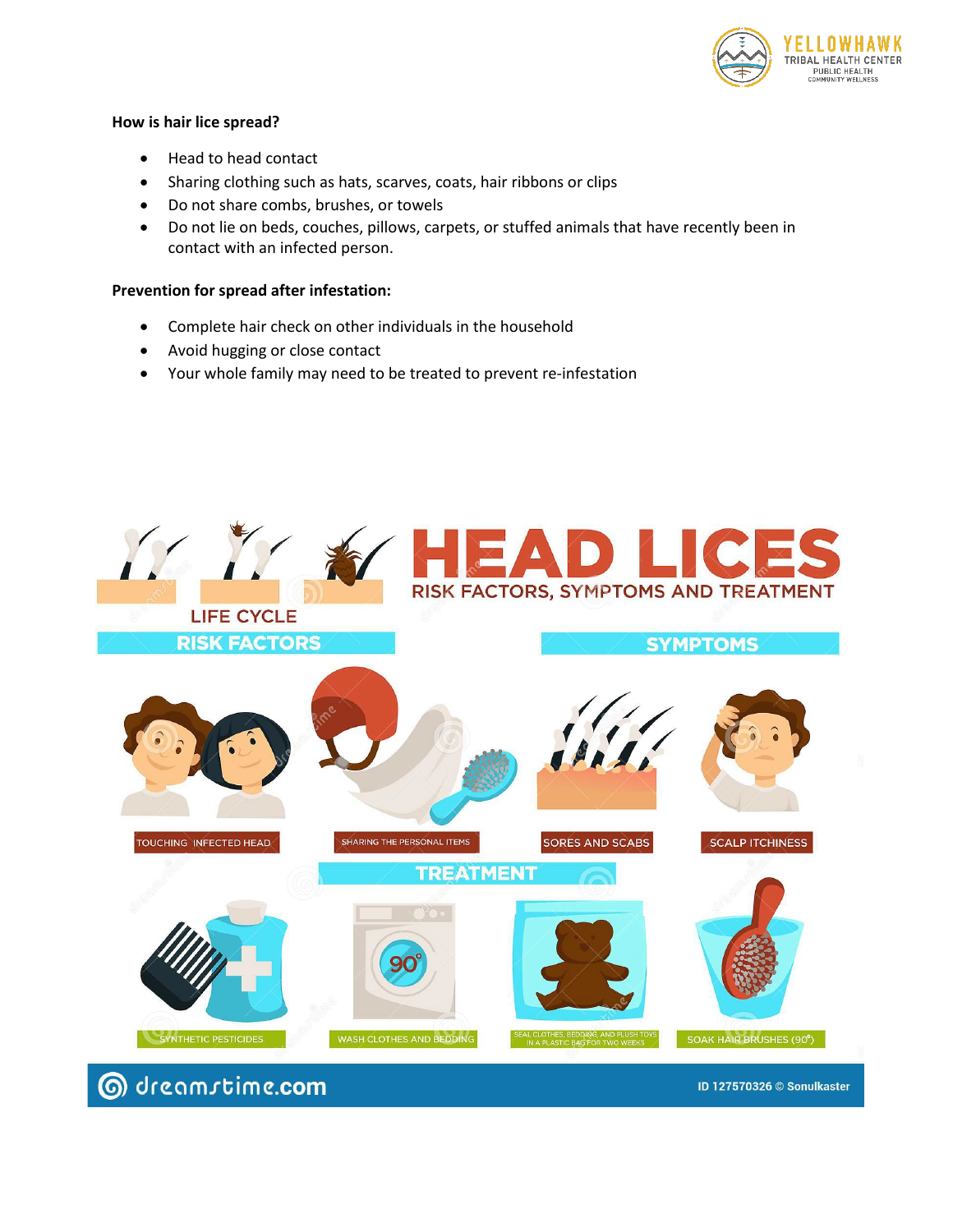**How is hair lice spread?**

- Head to head contact
- Sharing clothing such as hats, scarves, coats, hair ribbons or clips
- Do not share combs, brushes, or towels
- Do not lie on beds, couches, pillows, carpets, or stuffed animals that have recently been in contact with an infected person.

**Prevention for spread after infestation:**

- Complete hair check on other individuals in the household
- Avoid hugging or close contact
- Your whole family may need to be treated to prevent re-infestation

HEAD LICES

RISK FACTORS, SYMPTOMS AND TREATMENT

LIFE CYCLE

RISK FACTORS

TOUCHING INFECTED HEAD

SHARING THE PERSONAL ITEMS

SYMPTOMS

SORES AND SCABS

SCALP ITCHINESS

TREATMENT

SYNTHETIC PESTICIDES

90°

WASH CLOTHES AND BEDDING

SEAL CLOTHES, BEDDING, AND PLUSH TOYS IN A PLASTIC BAG FOR TWO WEEKS

SOAK HAIR BRUSHES (90°)

dreamstime.com

ID 127570326 © Sonulkaster